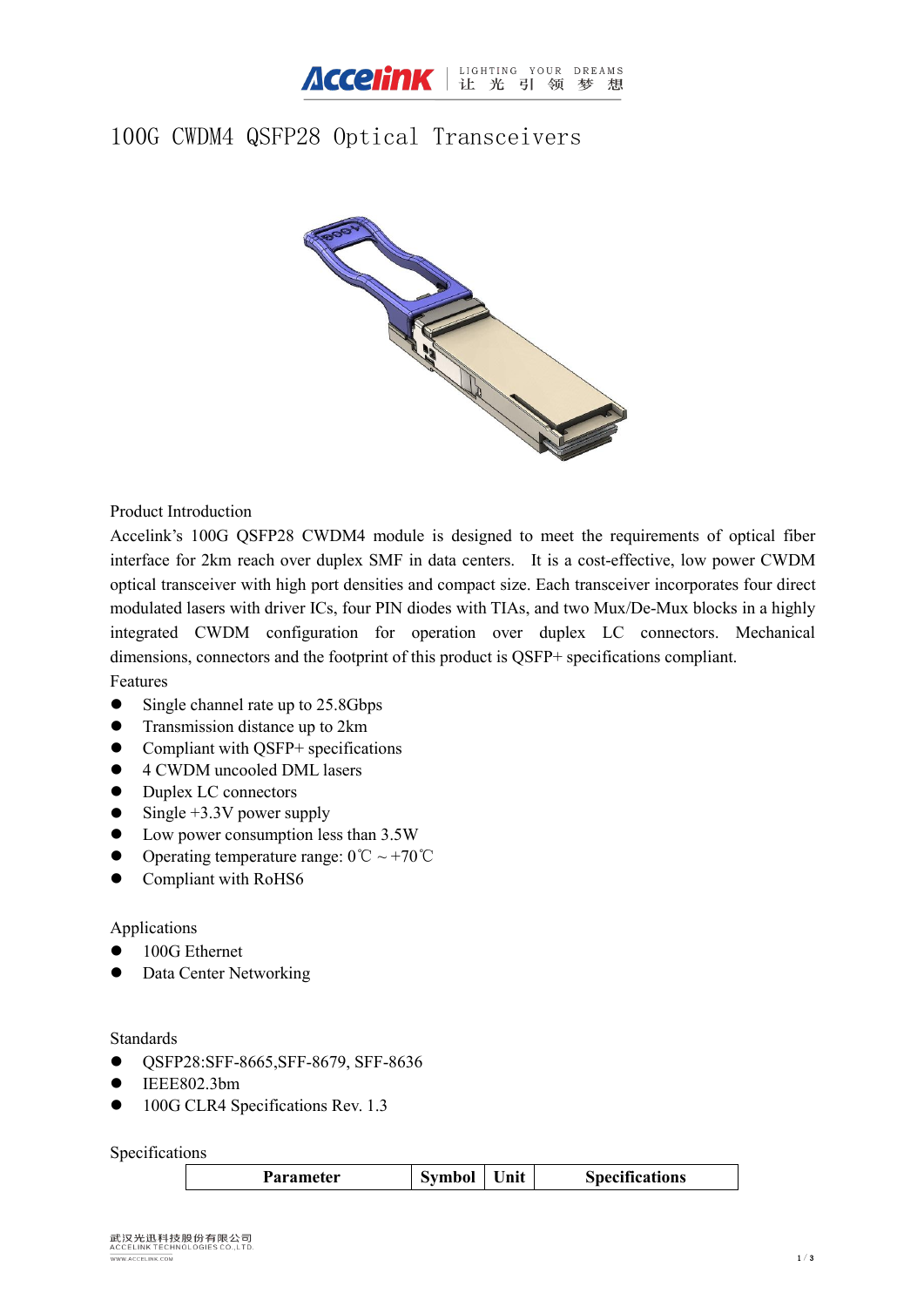# 100G CWDM4 QSFP28 Optical Transceivers

## Product Introduction

Accelink's 100G QSFP28 CWDM4 module is designed to meet the requirements of optical fiber interface for 2km reach over duplex SMF in data centers. It is a cost-effective, low power CWDM optical transceiver with high port densities and compact size. Each transceiver incorporates four direct modulated lasers with driver ICs, four PIN diodes with TIAs, and two Mux/De-Mux blocks in a highly integrated CWDM configuration for operation over duplex LC connectors. Mechanical dimensions, connectors and the footprint of this product is QSFP+ specifications compliant.

## Features

- Single channel rate up to 25.8Gbps
- Transmission distance up to 2km
- Compliant with QSFP+ specifications
- 4 CWDM uncooled DML lasers
- Duplex LC connectors
- Single +3.3V power supply
- Low power consumption less than 3.5W
- Operating temperature range: 0℃ ~ +70℃
- Compliant with RoHS6

## Applications

- 100G Ethernet
- Data Center Networking

## Standards

- QSFP28:SFF-8665,SFF-8679, SFF-8636
- IEEE802.3bm
- 100G CLR4 Specifications Rev. 1.3

## Specifications

| Parameter | Symbol | Unit | Specifications |
|---|---|---|---|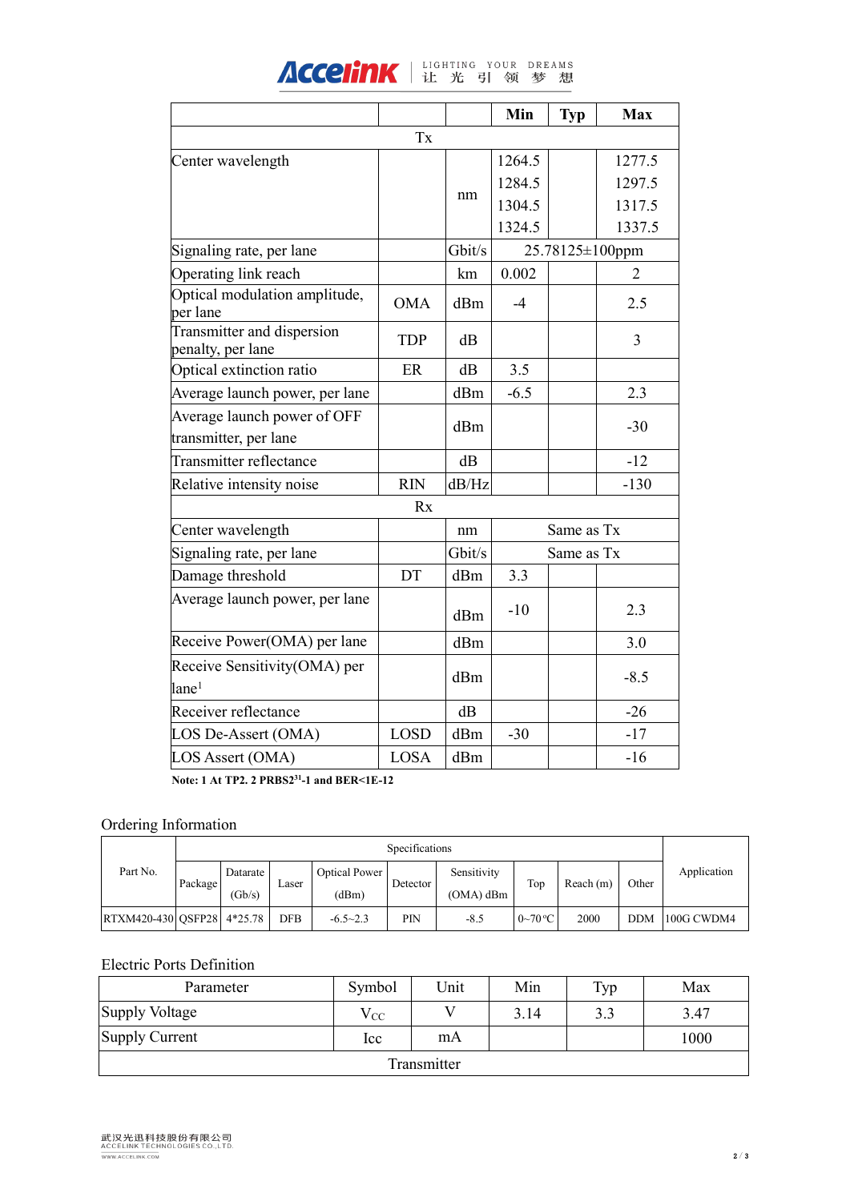| | | | Min | Typ | Max |
|---|---|---|---|---|---|
| | | | Tx | | |
| Center wavelength | | nm | 1264.5<br>1284.5<br>1304.5<br>1324.5 | | 1277.5<br>1297.5<br>1317.5<br>1337.5 |
| Signaling rate, per lane | | Gbit/s | 25.78125±100ppm | | |
| Operating link reach | | km | 0.002 | | 2 |
| Optical modulation amplitude, per lane | OMA | dBm | -4 | | 2.5 |
| Transmitter and dispersion penalty, per lane | TDP | dB | | | 3 |
| Optical extinction ratio | ER | dB | 3.5 | | |
| Average launch power, per lane | | dBm | -6.5 | | 2.3 |
| Average launch power of OFF transmitter, per lane | | dBm | | | -30 |
| Transmitter reflectance | | dB | | | -12 |
| Relative intensity noise | RIN | dB/Hz | | | -130 |
| | | | Rx | | |
| Center wavelength | | nm | Same as Tx | | |
| Signaling rate, per lane | | Gbit/s | Same as Tx | | |
| Damage threshold | DT | dBm | 3.3 | | |
| Average launch power, per lane | | dBm | -10 | | 2.3 |
| Receive Power(OMA) per lane | | dBm | | | 3.0 |
| Receive Sensitivity(OMA) per lane[1] | | dBm | | | -8.5 |
| Receiver reflectance | | dB | | | -26 |
| LOS De-Assert (OMA) | LOSD | dBm | -30 | | -17 |
| LOS Assert (OMA) | LOSA | dBm | | | -16 |

**Note: 1 At TP2. 2 PRBS$2^{31}$-1 and BER<1E-12**

## Ordering Information

| Part No. | Specifications | | | | | | | | | Application |
|---|---|---|---|---|---|---|---|---|---|---|
| | Package | Datarate (Gb/s) | Laser | Optical Power (dBm) | Detector | Sensitivity (OMA) dBm | Top | Reach (m) | Other | |
| RTXM420-430 | QSFP28 | 4*25.78 | DFB | -6.5~2.3 | PIN | -8.5 | 0~70°C | 2000 | DDM | 100G CWDM4 |

## Electric Ports Definition

| Parameter | Symbol | Unit | Min | Typ | Max |
|---|---|---|---|---|---|
| Supply Voltage | $V_{CC}$ | V | 3.14 | 3.3 | 3.47 |
| Supply Current | Icc | mA | | | 1000 |
| | | | Transmitter | | |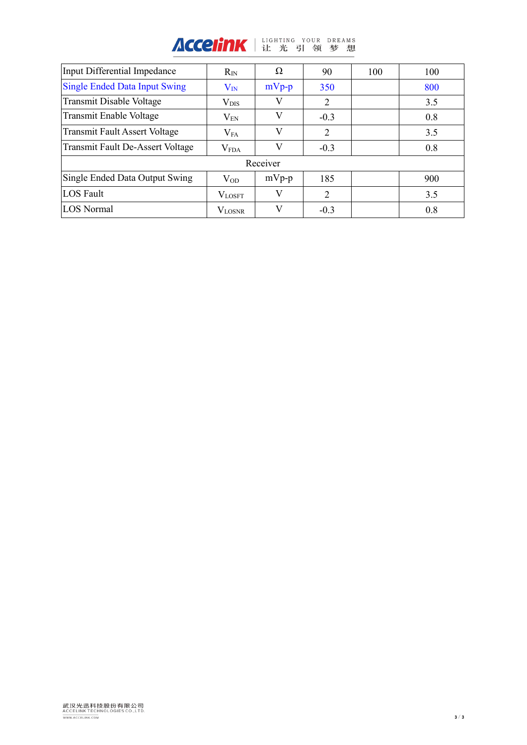| | | | | | |
|---|---|---|---|---|---|
| Input Differential Impedance | $R_{IN}$ | Ω | 90 | 100 | 100 |
| Single Ended Data Input Swing | $V_{IN}$ | mVp-p | 350 | | 800 |
| Transmit Disable Voltage | $V_{DIS}$ | V | 2 | | 3.5 |
| Transmit Enable Voltage | $V_{EN}$ | V | -0.3 | | 0.8 |
| Transmit Fault Assert Voltage | $V_{FA}$ | V | 2 | | 3.5 |
| Transmit Fault De-Assert Voltage | $V_{FDA}$ | V | -0.3 | | 0.8 |
| Receiver | | | | | |
| Single Ended Data Output Swing | $V_{OD}$ | mVp-p | 185 | | 900 |
| LOS Fault | $V_{LOSFT}$ | V | 2 | | 3.5 |
| LOS Normal | $V_{LOSNR}$ | V | -0.3 | | 0.8 |